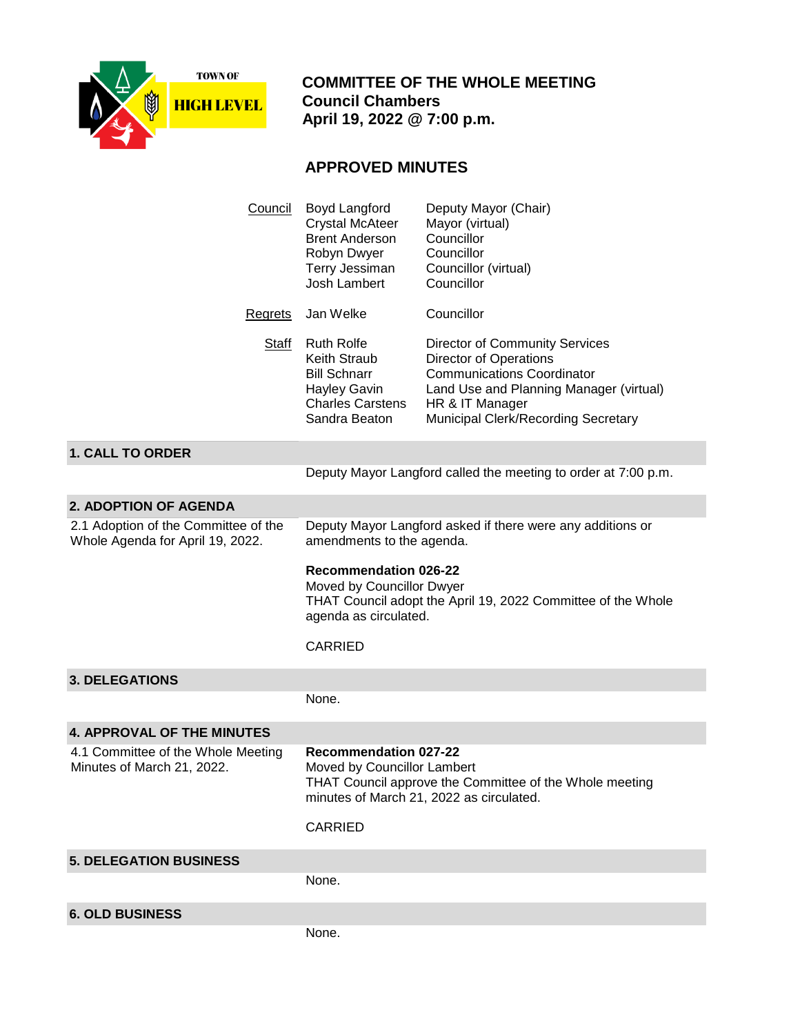TOWN OF HIGH LEVEL

# COMMITTEE OF THE WHOLE MEETING
**Council Chambers**
**April 19, 2022 @ 7:00 p.m.**

## APPROVED MINUTES

| | | |
|---|---|---|
| Council | Boyd Langford | Deputy Mayor (Chair) |
| | Crystal McAteer | Mayor (virtual) |
| | Brent Anderson | Councillor |
| | Robyn Dwyer | Councillor |
| | Terry Jessiman | Councillor (virtual) |
| | Josh Lambert | Councillor |
| Regrets | Jan Welke | Councillor |
| Staff | Ruth Rolfe | Director of Community Services |
| | Keith Straub | Director of Operations |
| | Bill Schnarr | Communications Coordinator |
| | Hayley Gavin | Land Use and Planning Manager (virtual) |
| | Charles Carstens | HR & IT Manager |
| | Sandra Beaton | Municipal Clerk/Recording Secretary |

### 1. CALL TO ORDER

Deputy Mayor Langford called the meeting to order at 7:00 p.m.

### 2. ADOPTION OF AGENDA

2.1 Adoption of the Committee of the Whole Agenda for April 19, 2022.

Deputy Mayor Langford asked if there were any additions or amendments to the agenda.

**Recommendation 026-22**
Moved by Councillor Dwyer
THAT Council adopt the April 19, 2022 Committee of the Whole agenda as circulated.

CARRIED

### 3. DELEGATIONS

None.

### 4. APPROVAL OF THE MINUTES

4.1 Committee of the Whole Meeting Minutes of March 21, 2022.

**Recommendation 027-22**
Moved by Councillor Lambert
THAT Council approve the Committee of the Whole meeting minutes of March 21, 2022 as circulated.

CARRIED

### 5. DELEGATION BUSINESS

None.

### 6. OLD BUSINESS

None.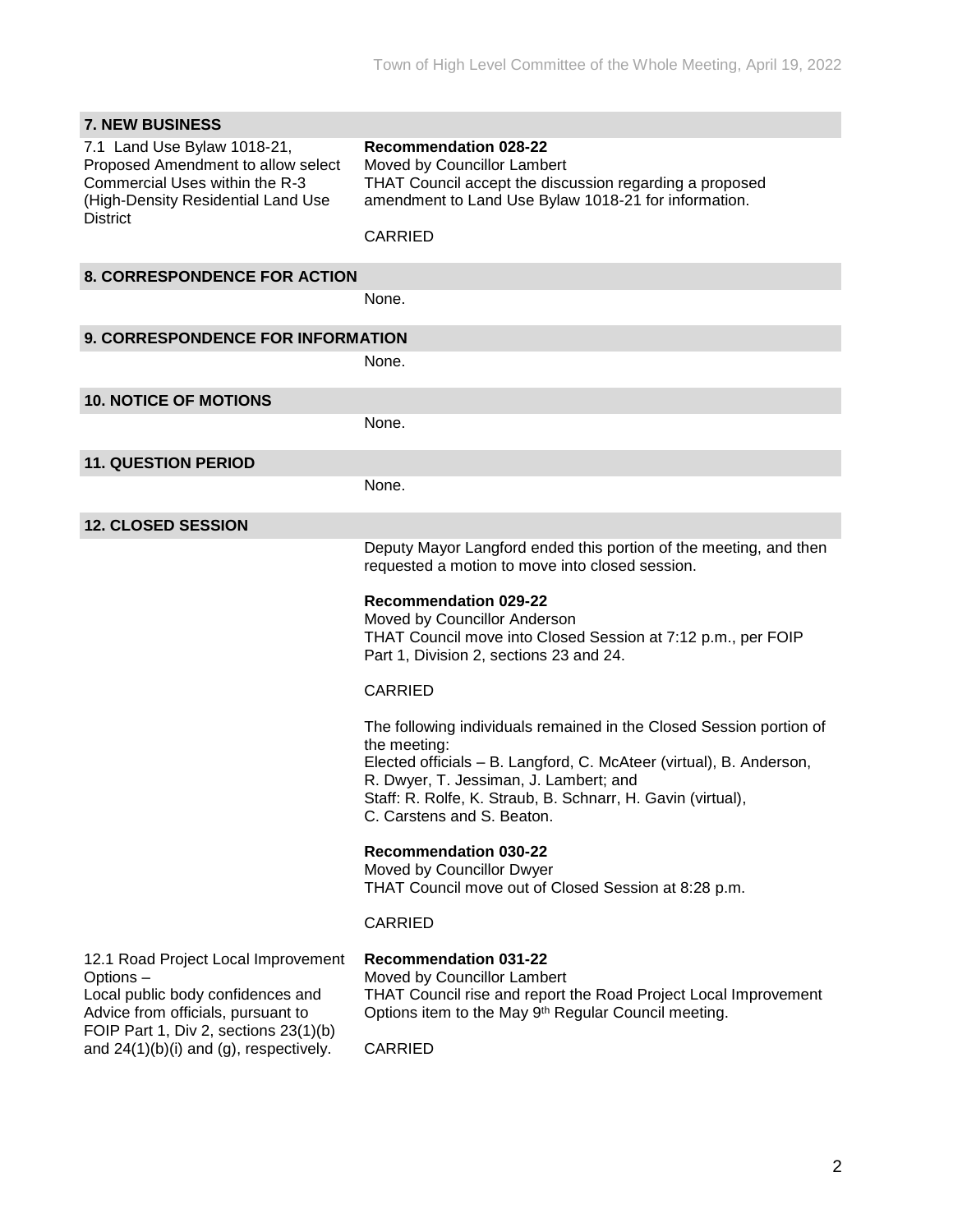## 7. NEW BUSINESS

7.1 Land Use Bylaw 1018-21, Proposed Amendment to allow select Commercial Uses within the R-3 (High-Density Residential Land Use District

**Recommendation 028-22**
Moved by Councillor Lambert
THAT Council accept the discussion regarding a proposed amendment to Land Use Bylaw 1018-21 for information.

CARRIED

## 8. CORRESPONDENCE FOR ACTION

None.

## 9. CORRESPONDENCE FOR INFORMATION

None.

## 10. NOTICE OF MOTIONS

None.

## 11. QUESTION PERIOD

None.

## 12. CLOSED SESSION

Deputy Mayor Langford ended this portion of the meeting, and then requested a motion to move into closed session.

**Recommendation 029-22**
Moved by Councillor Anderson
THAT Council move into Closed Session at 7:12 p.m., per FOIP Part 1, Division 2, sections 23 and 24.

CARRIED

The following individuals remained in the Closed Session portion of the meeting:
Elected officials – B. Langford, C. McAteer (virtual), B. Anderson, R. Dwyer, T. Jessiman, J. Lambert; and
Staff: R. Rolfe, K. Straub, B. Schnarr, H. Gavin (virtual), C. Carstens and S. Beaton.

**Recommendation 030-22**
Moved by Councillor Dwyer
THAT Council move out of Closed Session at 8:28 p.m.

CARRIED

12.1 Road Project Local Improvement Options –
Local public body confidences and Advice from officials, pursuant to FOIP Part 1, Div 2, sections 23(1)(b) and 24(1)(b)(i) and (g), respectively.

**Recommendation 031-22**
Moved by Councillor Lambert
THAT Council rise and report the Road Project Local Improvement Options item to the May 9th Regular Council meeting.

CARRIED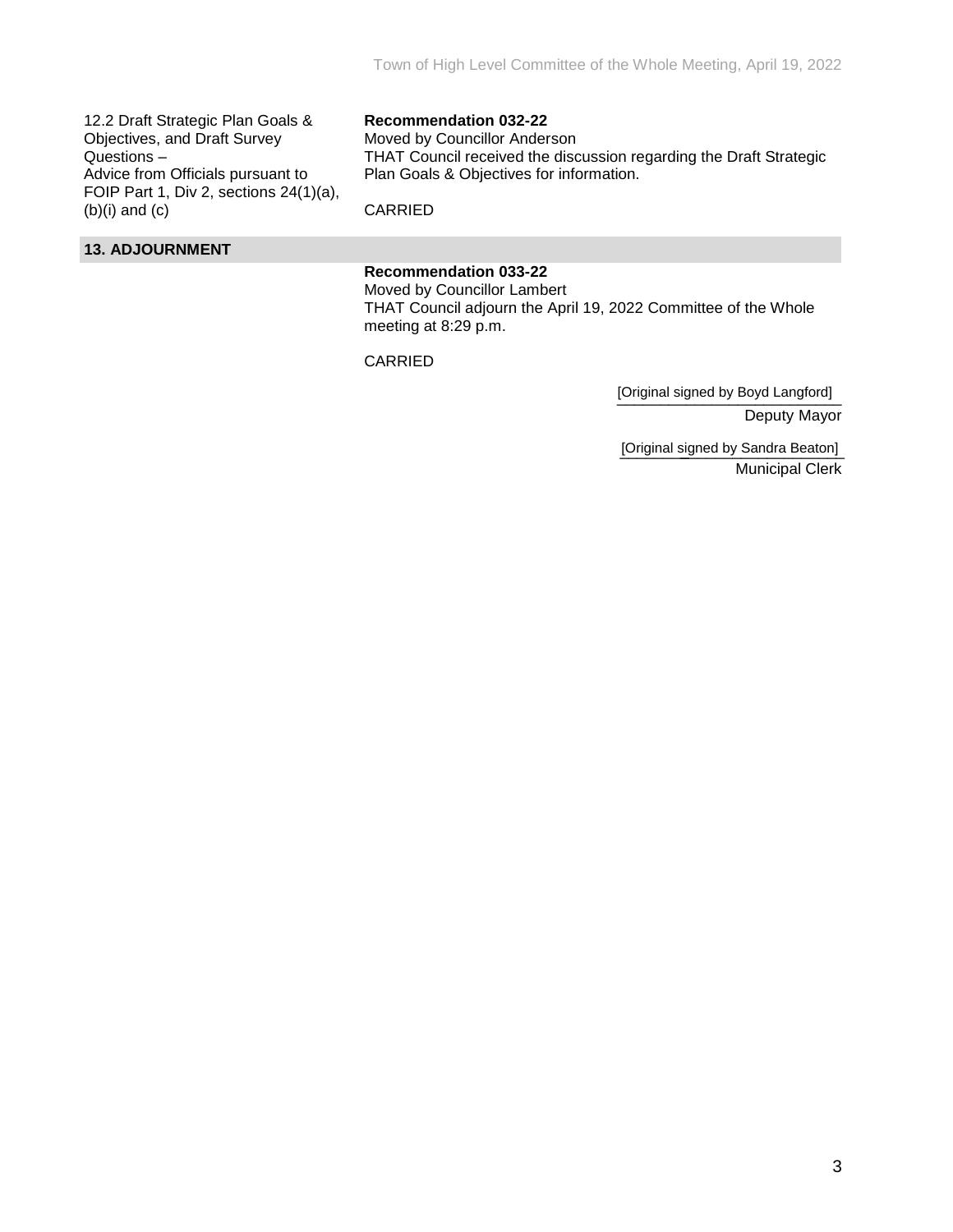| | |
|---|---|
| 12.2 Draft Strategic Plan Goals & Objectives, and Draft Survey Questions – Advice from Officials pursuant to FOIP Part 1, Div 2, sections 24(1)(a), (b)(i) and (c) | **Recommendation 032-22**<br>Moved by Councillor Anderson<br>THAT Council received the discussion regarding the Draft Strategic Plan Goals & Objectives for information.<br><br>CARRIED |

## 13. ADJOURNMENT

**Recommendation 033-22**
Moved by Councillor Lambert
THAT Council adjourn the April 19, 2022 Committee of the Whole meeting at 8:29 p.m.

CARRIED

[Original signed by Boyd Langford]
Deputy Mayor

[Original signed by Sandra Beaton]
Municipal Clerk